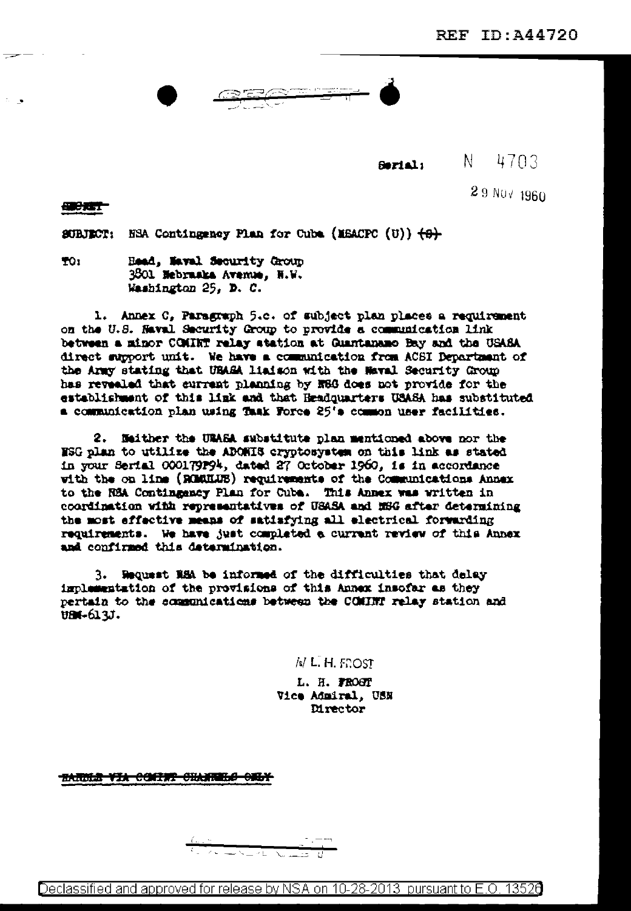REF ID:A44720

SECRET

Serial: N 4703

29 NOV 1960

SECRET

SUBJECT: NSA Contingency Plan for Cuba (NSACPC (U)) ~~(S)~~

TO: Head, Naval Security Group
3801 Nebraska Avenue, N.W.
Washington 25, D. C.

1. Annex C, Paragraph 5.c. of subject plan places a requirement on the U.S. Naval Security Group to provide a communication link between a minor COMINT relay station at Guantanamo Bay and the USASA direct support unit. We have a communication from ACSI Department of the Army stating that USASA liaison with the Naval Security Group has revealed that current planning by NSG does not provide for the establishment of this link and that Headquarters USASA has substituted a communication plan using Task Force 25's common user facilities.

2. Neither the USASA substitute plan mentioned above nor the NSG plan to utilize the ADONIS cryptosystem on this link as stated in your Serial 000179P94, dated 27 October 1960, is in accordance with the on line (ROMULUS) requirements of the Communications Annex to the NSA Contingency Plan for Cuba. This Annex was written in coordination with representatives of USASA and NSG after determining the most effective means of satisfying all electrical forwarding requirements. We have just completed a current review of this Annex and confirmed this determination.

3. Request NSA be informed of the difficulties that delay implementation of the provisions of this Annex insofar as they pertain to the communications between the COMINT relay station and USM-613J.

/s/ L. H. FROST

L. H. FROST
Vice Admiral, USN
Director

~~HANDLE VIA COMINT CHANNELS ONLY~~

SECRET

Declassified and approved for release by NSA on 10-28-2013 pursuant to E.O. 13526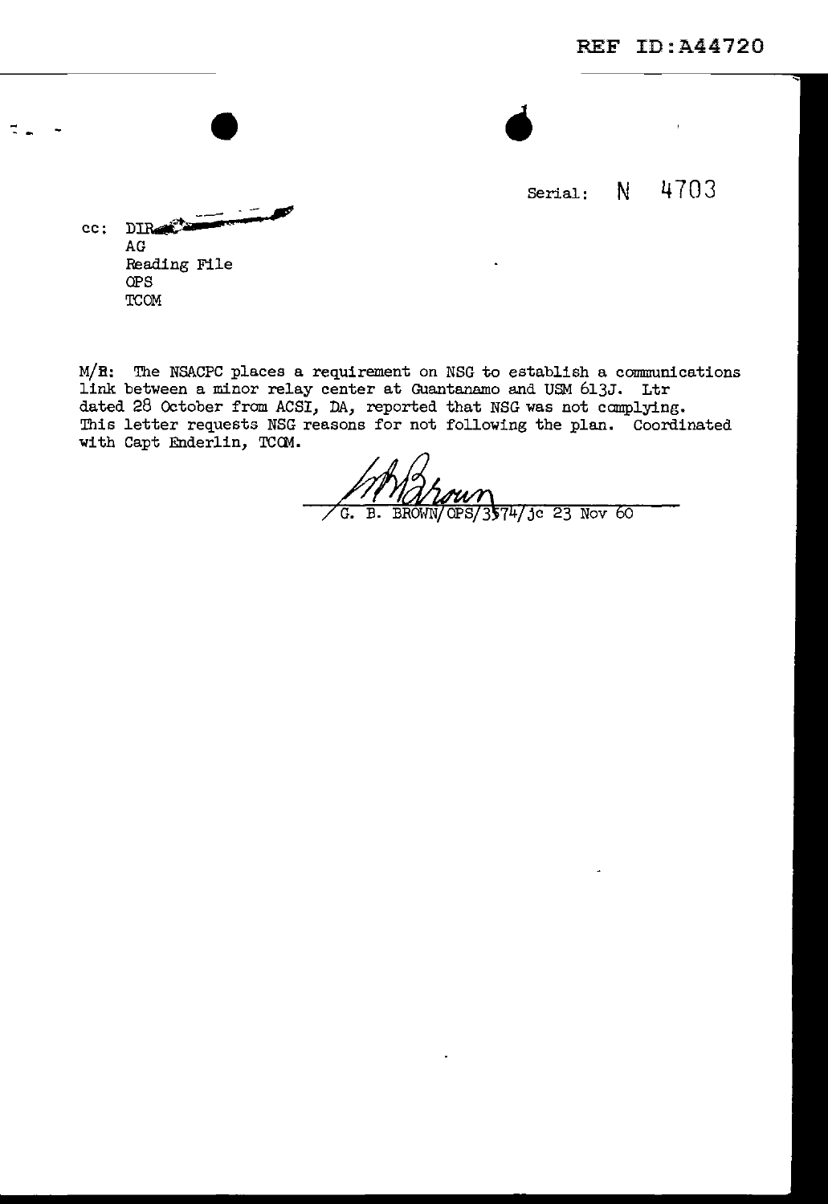REF ID:A44720

Serial: N 4703

cc: DIR
AG
Reading File
OPS
TCOM

M/R: The NSACPC places a requirement on NSG to establish a communications link between a minor relay center at Guantanamo and USM 613J. Ltr dated 28 October from ACSI, DA, reported that NSG was not complying. This letter requests NSG reasons for not following the plan. Coordinated with Capt Enderlin, TCOM.

G. B. BROWN/OPS/3574/jc 23 Nov 60